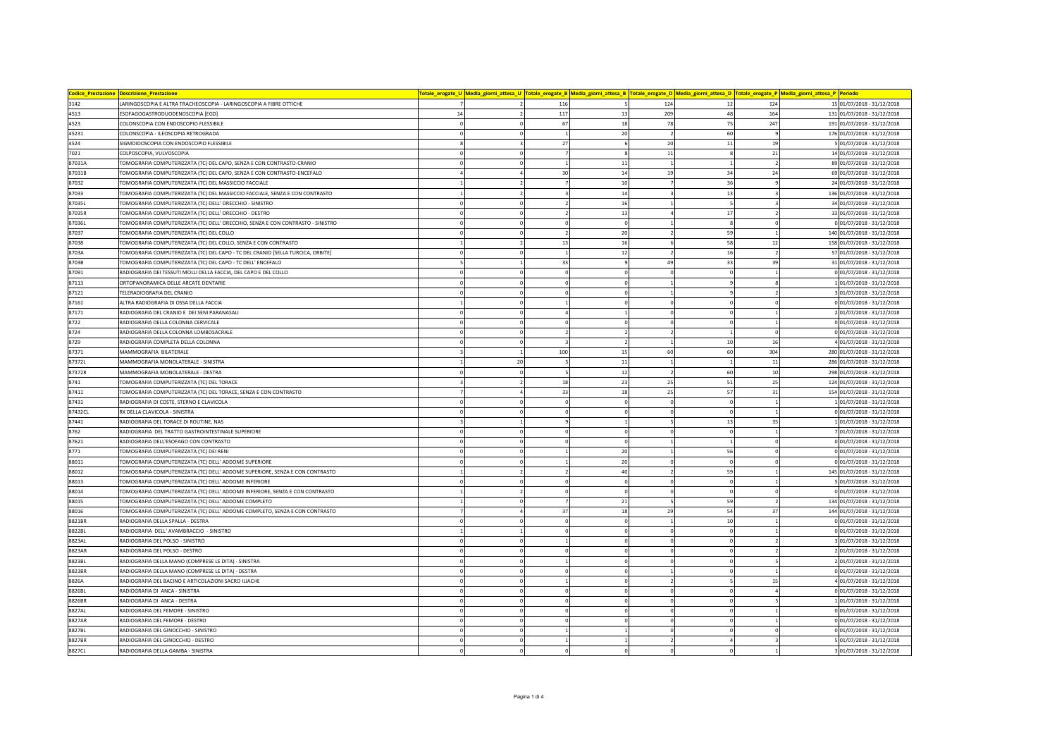| Codice_Prestazione | Descrizione_Prestazione | Totale_erogate_U | Media_giorni_attesa_U | Totale_erogate_B | Media_giorni_attesa_B | Totale_erogate_D | Media_giorni_attesa_D | Totale_erogate_P | Media_giorni_attesa_P | Periodo |
|---|---|---|---|---|---|---|---|---|---|---|
| 3142 | LARINGOSCOPIA E ALTRA TRACHEOSCOPIA - LARINGOSCOPIA A FIBRE OTTICHE | 7 | 2 | 116 | 5 | 124 | 12 | 124 | 15 | 01/07/2018 - 31/12/2018 |
| 4513 | ESOFAGOGASTRODUODENOSCOPIA [EGD] | 14 | 2 | 117 | 13 | 209 | 48 | 164 | 131 | 01/07/2018 - 31/12/2018 |
| 4523 | COLONSCOPIA CON ENDOSCOPIO FLESSIBILE | 0 | 0 | 67 | 18 | 78 | 75 | 247 | 191 | 01/07/2018 - 31/12/2018 |
| 45231 | COLONSCOPIA - ILEOSCOPIA RETROGRADA | 0 | 0 | 1 | 20 | 2 | 60 | 9 | 176 | 01/07/2018 - 31/12/2018 |
| 4524 | SIGMOIDOSCOPIA CON ENDOSCOPIO FLESSIBILE | 8 | 3 | 27 | 6 | 20 | 11 | 19 | 5 | 01/07/2018 - 31/12/2018 |
| 7021 | COLPOSCOPIA, VULVOSCOPIA | 0 | 0 | 7 | 8 | 11 | 8 | 21 | 14 | 01/07/2018 - 31/12/2018 |
| 87031A | TOMOGRAFIA COMPUTERIZZATA (TC) DEL CAPO, SENZA E CON CONTRASTO-CRANIO | 0 | 0 | 1 | 11 | 1 | 1 | 2 | 89 | 01/07/2018 - 31/12/2018 |
| 87031B | TOMOGRAFIA COMPUTERIZZATA (TC) DEL CAPO, SENZA E CON CONTRASTO-ENCEFALO | 4 | 4 | 30 | 14 | 19 | 34 | 24 | 69 | 01/07/2018 - 31/12/2018 |
| 87032 | TOMOGRAFIA COMPUTERIZZATA (TC) DEL MASSICCIO FACCIALE | 1 | 2 | 7 | 10 | 7 | 36 | 9 | 24 | 01/07/2018 - 31/12/2018 |
| 87033 | TOMOGRAFIA COMPUTERIZZATA (TC) DEL MASSICCIO FACCIALE, SENZA E CON CONTRASTO | 1 | 2 | 3 | 14 | 3 | 13 | 3 | 136 | 01/07/2018 - 31/12/2018 |
| 87035L | TOMOGRAFIA COMPUTERIZZATA (TC) DELL' ORECCHIO - SINISTRO | 0 | 0 | 2 | 16 | 1 | 5 | 3 | 34 | 01/07/2018 - 31/12/2018 |
| 87035R | TOMOGRAFIA COMPUTERIZZATA (TC) DELL' ORECCHIO - DESTRO | 0 | 0 | 2 | 13 | 4 | 17 | 2 | 33 | 01/07/2018 - 31/12/2018 |
| 87036L | TOMOGRAFIA COMPUTERIZZATA (TC) DELL' ORECCHIO, SENZA E CON CONTRASTO - SINISTRO | 0 | 0 | 0 | 0 | 1 | 8 | 0 | 0 | 01/07/2018 - 31/12/2018 |
| 87037 | TOMOGRAFIA COMPUTERIZZATA (TC) DEL COLLO | 0 | 0 | 2 | 20 | 2 | 59 | 1 | 140 | 01/07/2018 - 31/12/2018 |
| 87038 | TOMOGRAFIA COMPUTERIZZATA (TC) DEL COLLO, SENZA E CON CONTRASTO | 1 | 2 | 13 | 16 | 6 | 58 | 12 | 158 | 01/07/2018 - 31/12/2018 |
| 8703A | TOMOGRAFIA COMPUTERIZZATA (TC) DEL CAPO - TC DEL CRANIO [SELLA TURCICA, ORBITE] | 0 | 0 | 1 | 12 | 2 | 16 | 2 | 57 | 01/07/2018 - 31/12/2018 |
| 8703B | TOMOGRAFIA COMPUTERIZZATA (TC) DEL CAPO - TC DELL' ENCEFALO | 5 | 1 | 33 | 9 | 49 | 33 | 39 | 31 | 01/07/2018 - 31/12/2018 |
| 87091 | RADIOGRAFIA DEI TESSUTI MOLLI DELLA FACCIA, DEL CAPO E DEL COLLO | 0 | 0 | 0 | 0 | 0 | 0 | 1 | 0 | 01/07/2018 - 31/12/2018 |
| 87113 | ORTOPANORAMICA DELLE ARCATE DENTARIE | 0 | 0 | 0 | 0 | 1 | 9 | 8 | 1 | 01/07/2018 - 31/12/2018 |
| 87121 | TELERADIOGRAFIA DEL CRANIO | 0 | 0 | 0 | 0 | 1 | 9 | 2 | 3 | 01/07/2018 - 31/12/2018 |
| 87161 | ALTRA RADIOGRAFIA DI OSSA DELLA FACCIA | 1 | 0 | 1 | 0 | 0 | 0 | 0 | 0 | 01/07/2018 - 31/12/2018 |
| 87171 | RADIOGRAFIA DEL CRANIO E DEI SENI PARANASALI | 0 | 0 | 4 | 1 | 0 | 0 | 1 | 2 | 01/07/2018 - 31/12/2018 |
| 8722 | RADIOGRAFIA DELLA COLONNA CERVICALE | 0 | 0 | 0 | 0 | 0 | 0 | 1 | 0 | 01/07/2018 - 31/12/2018 |
| 8724 | RADIOGRAFIA DELLA COLONNA LOMBOSACRALE | 0 | 0 | 2 | 2 | 2 | 1 | 0 | 0 | 01/07/2018 - 31/12/2018 |
| 8729 | RADIOGRAFIA COMPLETA DELLA COLONNA | 0 | 0 | 3 | 2 | 1 | 10 | 16 | 4 | 01/07/2018 - 31/12/2018 |
| 87371 | MAMMOGRAFIA BILATERALE | 3 | 1 | 100 | 15 | 60 | 60 | 304 | 280 | 01/07/2018 - 31/12/2018 |
| 87372L | MAMMOGRAFIA MONOLATERALE - SINISTRA | 1 | 20 | 5 | 11 | 1 | 1 | 11 | 286 | 01/07/2018 - 31/12/2018 |
| 87372R | MAMMOGRAFIA MONOLATERALE - DESTRA | 0 | 0 | 5 | 12 | 2 | 60 | 10 | 298 | 01/07/2018 - 31/12/2018 |
| 8741 | TOMOGRAFIA COMPUTERIZZATA (TC) DEL TORACE | 3 | 2 | 18 | 23 | 25 | 51 | 25 | 124 | 01/07/2018 - 31/12/2018 |
| 87411 | TOMOGRAFIA COMPUTERIZZATA (TC) DEL TORACE, SENZA E CON CONTRASTO | 7 | 4 | 33 | 18 | 25 | 57 | 31 | 154 | 01/07/2018 - 31/12/2018 |
| 87431 | RADIOGRAFIA DI COSTE, STERNO E CLAVICOLA | 0 | 0 | 0 | 0 | 0 | 0 | 1 | 1 | 01/07/2018 - 31/12/2018 |
| 87432CL | RX DELLA CLAVICOLA - SINISTRA | 0 | 0 | 0 | 0 | 0 | 0 | 1 | 0 | 01/07/2018 - 31/12/2018 |
| 87441 | RADIOGRAFIA DEL TORACE DI ROUTINE, NAS | 3 | 1 | 9 | 1 | 5 | 13 | 35 | 1 | 01/07/2018 - 31/12/2018 |
| 8762 | RADIOGRAFIA DEL TRATTO GASTROINTESTINALE SUPERIORE | 0 | 0 | 0 | 0 | 0 | 0 | 1 | 7 | 01/07/2018 - 31/12/2018 |
| 87621 | RADIOGRAFIA DELL'ESOFAGO CON CONTRASTO | 0 | 0 | 0 | 0 | 1 | 1 | 0 | 0 | 01/07/2018 - 31/12/2018 |
| 8771 | TOMOGRAFIA COMPUTERIZZATA (TC) DEI RENI | 0 | 0 | 1 | 20 | 1 | 56 | 0 | 0 | 01/07/2018 - 31/12/2018 |
| 88011 | TOMOGRAFIA COMPUTERIZZATA (TC) DELL' ADDOME SUPERIORE | 0 | 0 | 1 | 20 | 0 | 0 | 0 | 0 | 01/07/2018 - 31/12/2018 |
| 88012 | TOMOGRAFIA COMPUTERIZZATA (TC) DELL' ADDOME SUPERIORE, SENZA E CON CONTRASTO | 1 | 2 | 2 | 40 | 2 | 59 | 1 | 145 | 01/07/2018 - 31/12/2018 |
| 88013 | TOMOGRAFIA COMPUTERIZZATA (TC) DELL' ADDOME INFERIORE | 0 | 0 | 0 | 0 | 0 | 0 | 1 | 5 | 01/07/2018 - 31/12/2018 |
| 88014 | TOMOGRAFIA COMPUTERIZZATA (TC) DELL' ADDOME INFERIORE, SENZA E CON CONTRASTO | 1 | 2 | 0 | 0 | 0 | 0 | 0 | 0 | 01/07/2018 - 31/12/2018 |
| 88015 | TOMOGRAFIA COMPUTERIZZATA (TC) DELL' ADDOME COMPLETO | 1 | 0 | 7 | 21 | 5 | 59 | 2 | 134 | 01/07/2018 - 31/12/2018 |
| 88016 | TOMOGRAFIA COMPUTERIZZATA (TC) DELL' ADDOME COMPLETO, SENZA E CON CONTRASTO | 7 | 4 | 37 | 18 | 29 | 54 | 37 | 144 | 01/07/2018 - 31/12/2018 |
| 8821BR | RADIOGRAFIA DELLA SPALLA - DESTRA | 0 | 0 | 0 | 0 | 1 | 10 | 1 | 0 | 01/07/2018 - 31/12/2018 |
| 8822BL | RADIOGRAFIA DELL' AVAMBRACCIO - SINISTRO | 1 | 1 | 0 | 0 | 0 | 0 | 1 | 0 | 01/07/2018 - 31/12/2018 |
| 8823AL | RADIOGRAFIA DEL POLSO - SINISTRO | 0 | 0 | 1 | 0 | 0 | 0 | 2 | 3 | 01/07/2018 - 31/12/2018 |
| 8823AR | RADIOGRAFIA DEL POLSO - DESTRO | 0 | 0 | 0 | 0 | 0 | 0 | 2 | 2 | 01/07/2018 - 31/12/2018 |
| 8823BL | RADIOGRAFIA DELLA MANO (COMPRESE LE DITA) - SINISTRA | 0 | 0 | 1 | 0 | 0 | 0 | 5 | 2 | 01/07/2018 - 31/12/2018 |
| 8823BR | RADIOGRAFIA DELLA MANO (COMPRESE LE DITA) - DESTRA | 0 | 0 | 0 | 0 | 1 | 0 | 1 | 0 | 01/07/2018 - 31/12/2018 |
| 8826A | RADIOGRAFIA DEL BACINO E ARTICOLAZIONI SACRO ILIACHE | 0 | 0 | 1 | 0 | 2 | 5 | 15 | 4 | 01/07/2018 - 31/12/2018 |
| 8826BL | RADIOGRAFIA DI ANCA - SINISTRA | 0 | 0 | 0 | 0 | 0 | 0 | 4 | 0 | 01/07/2018 - 31/12/2018 |
| 8826BR | RADIOGRAFIA DI ANCA - DESTRA | 0 | 0 | 0 | 0 | 0 | 0 | 5 | 1 | 01/07/2018 - 31/12/2018 |
| 8827AL | RADIOGRAFIA DEL FEMORE - SINISTRO | 0 | 0 | 0 | 0 | 0 | 0 | 1 | 0 | 01/07/2018 - 31/12/2018 |
| 8827AR | RADIOGRAFIA DEL FEMORE - DESTRO | 0 | 0 | 0 | 0 | 0 | 0 | 1 | 0 | 01/07/2018 - 31/12/2018 |
| 8827BL | RADIOGRAFIA DEL GINOCCHIO - SINISTRO | 0 | 0 | 1 | 1 | 0 | 0 | 0 | 0 | 01/07/2018 - 31/12/2018 |
| 8827BR | RADIOGRAFIA DEL GINOCCHIO - DESTRO | 0 | 0 | 1 | 1 | 2 | 4 | 3 | 5 | 01/07/2018 - 31/12/2018 |
| 8827CL | RADIOGRAFIA DELLA GAMBA - SINISTRA | 0 | 0 | 0 | 0 | 0 | 0 | 1 | 3 | 01/07/2018 - 31/12/2018 |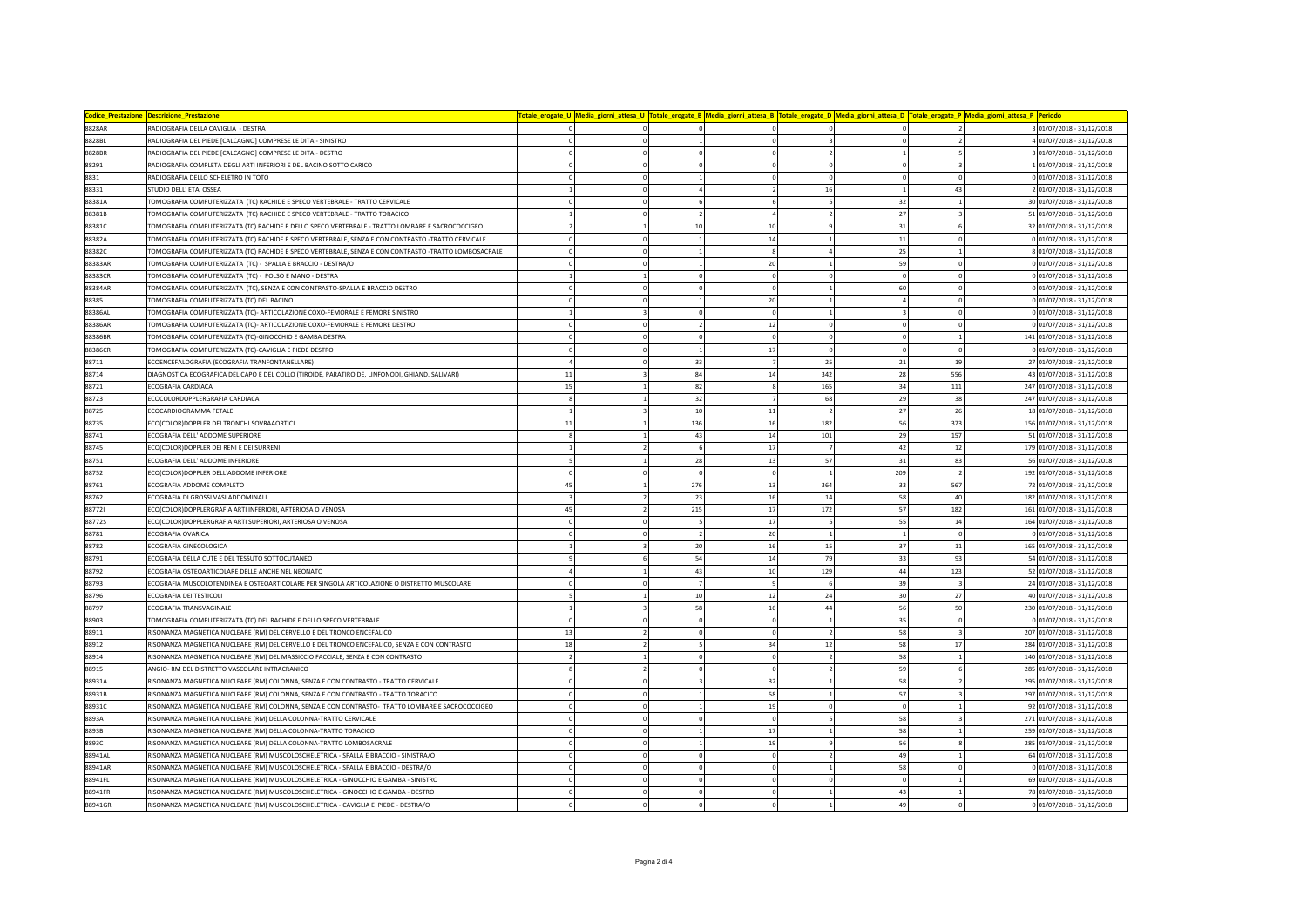| Codice_Prestazione | Descrizione_Prestazione | Totale_erogate_U | Media_giorni_attesa_U | Totale_erogate_B | Media_giorni_attesa_B | Totale_erogate_D | Media_giorni_attesa_D | Totale_erogate_P | Media_giorni_attesa_P | Periodo |
|---|---|---|---|---|---|---|---|---|---|---|
| 8828AR | RADIOGRAFIA DELLA CAVIGLIA - DESTRA | 0 | 0 | 0 | 0 | 0 | 0 | 2 | 3 | 01/07/2018 - 31/12/2018 |
| 8828BL | RADIOGRAFIA DEL PIEDE [CALCAGNO] COMPRESE LE DITA - SINISTRO | 0 | 0 | 1 | 0 | 3 | 0 | 2 | 4 | 01/07/2018 - 31/12/2018 |
| 8828BR | RADIOGRAFIA DEL PIEDE [CALCAGNO] COMPRESE LE DITA - DESTRO | 0 | 0 | 0 | 0 | 2 | 1 | 5 | 3 | 01/07/2018 - 31/12/2018 |
| 88291 | RADIOGRAFIA COMPLETA DEGLI ARTI INFERIORI E DEL BACINO SOTTO CARICO | 0 | 0 | 0 | 0 | 0 | 0 | 3 | 1 | 01/07/2018 - 31/12/2018 |
| 8831 | RADIOGRAFIA DELLO SCHELETRO IN TOTO | 0 | 0 | 1 | 0 | 0 | 0 | 0 | 0 | 01/07/2018 - 31/12/2018 |
| 88331 | STUDIO DELL' ETA' OSSEA | 1 | 0 | 4 | 2 | 16 | 1 | 43 | 2 | 01/07/2018 - 31/12/2018 |
| 88381A | TOMOGRAFIA COMPUTERIZZATA (TC) RACHIDE E SPECO VERTEBRALE - TRATTO CERVICALE | 0 | 0 | 6 | 6 | 5 | 32 | 1 | 30 | 01/07/2018 - 31/12/2018 |
| 88381B | TOMOGRAFIA COMPUTERIZZATA (TC) RACHIDE E SPECO VERTEBRALE - TRATTO TORACICO | 1 | 0 | 2 | 4 | 2 | 27 | 3 | 51 | 01/07/2018 - 31/12/2018 |
| 88381C | TOMOGRAFIA COMPUTERIZZATA (TC) RACHIDE E DELLO SPECO VERTEBRALE - TRATTO LOMBARE E SACROCOCCIGEO | 2 | 1 | 10 | 10 | 9 | 31 | 6 | 32 | 01/07/2018 - 31/12/2018 |
| 88382A | TOMOGRAFIA COMPUTERIZZATA (TC) RACHIDE E SPECO VERTEBRALE, SENZA E CON CONTRASTO -TRATTO CERVICALE | 0 | 0 | 1 | 14 | 1 | 11 | 0 | 0 | 01/07/2018 - 31/12/2018 |
| 88382C | TOMOGRAFIA COMPUTERIZZATA (TC) RACHIDE E SPECO VERTEBRALE, SENZA E CON CONTRASTO -TRATTO LOMBOSACRALE | 0 | 0 | 1 | 8 | 4 | 25 | 1 | 8 | 01/07/2018 - 31/12/2018 |
| 88383AR | TOMOGRAFIA COMPUTERIZZATA (TC) - SPALLA E BRACCIO - DESTRA/O | 0 | 0 | 1 | 20 | 1 | 59 | 0 | 0 | 01/07/2018 - 31/12/2018 |
| 88383CR | TOMOGRAFIA COMPUTERIZZATA (TC) - POLSO E MANO - DESTRA | 1 | 1 | 0 | 0 | 0 | 0 | 0 | 0 | 01/07/2018 - 31/12/2018 |
| 88384AR | TOMOGRAFIA COMPUTERIZZATA (TC), SENZA E CON CONTRASTO-SPALLA E BRACCIO DESTRO | 0 | 0 | 0 | 0 | 1 | 60 | 0 | 0 | 01/07/2018 - 31/12/2018 |
| 88385 | TOMOGRAFIA COMPUTERIZZATA (TC) DEL BACINO | 0 | 0 | 1 | 20 | 1 | 4 | 0 | 0 | 01/07/2018 - 31/12/2018 |
| 88386AL | TOMOGRAFIA COMPUTERIZZATA (TC)- ARTICOLAZIONE COXO-FEMORALE E FEMORE SINISTRO | 1 | 3 | 0 | 0 | 1 | 3 | 0 | 0 | 01/07/2018 - 31/12/2018 |
| 88386AR | TOMOGRAFIA COMPUTERIZZATA (TC)- ARTICOLAZIONE COXO-FEMORALE E FEMORE DESTRO | 0 | 0 | 2 | 12 | 0 | 0 | 0 | 0 | 01/07/2018 - 31/12/2018 |
| 88386BR | TOMOGRAFIA COMPUTERIZZATA (TC)-GINOCCHIO E GAMBA DESTRA | 0 | 0 | 0 | 0 | 0 | 0 | 1 | 141 | 01/07/2018 - 31/12/2018 |
| 88386CR | TOMOGRAFIA COMPUTERIZZATA (TC)-CAVIGLIA E PIEDE DESTRO | 0 | 0 | 1 | 17 | 0 | 0 | 0 | 0 | 01/07/2018 - 31/12/2018 |
| 88711 | ECOENCEFALOGRAFIA (ECOGRAFIA TRANFONTANELLARE) | 4 | 0 | 33 | 7 | 25 | 21 | 19 | 27 | 01/07/2018 - 31/12/2018 |
| 88714 | DIAGNOSTICA ECOGRAFICA DEL CAPO E DEL COLLO (TIROIDE, PARATIROIDE, LINFONODI, GHIAND. SALIVARI) | 11 | 3 | 84 | 14 | 342 | 28 | 556 | 43 | 01/07/2018 - 31/12/2018 |
| 88721 | ECOGRAFIA CARDIACA | 15 | 1 | 82 | 8 | 165 | 34 | 111 | 247 | 01/07/2018 - 31/12/2018 |
| 88723 | ECOCOLORDOPPLERGRAFIA CARDIACA | 8 | 1 | 32 | 7 | 68 | 29 | 38 | 247 | 01/07/2018 - 31/12/2018 |
| 88725 | ECOCARDIOGRAMMA FETALE | 1 | 3 | 10 | 11 | 2 | 27 | 26 | 18 | 01/07/2018 - 31/12/2018 |
| 88735 | ECO(COLOR)DOPPLER DEI TRONCHI SOVRAAORTICI | 11 | 1 | 136 | 16 | 182 | 56 | 373 | 156 | 01/07/2018 - 31/12/2018 |
| 88741 | ECOGRAFIA DELL' ADDOME SUPERIORE | 8 | 1 | 43 | 14 | 101 | 29 | 157 | 51 | 01/07/2018 - 31/12/2018 |
| 88745 | ECO(COLOR)DOPPLER DEI RENI E DEI SURRENI | 1 | 2 | 6 | 17 | 7 | 42 | 12 | 179 | 01/07/2018 - 31/12/2018 |
| 88751 | ECOGRAFIA DELL' ADDOME INFERIORE | 5 | 1 | 28 | 13 | 57 | 31 | 83 | 56 | 01/07/2018 - 31/12/2018 |
| 88752 | ECO(COLOR)DOPPLER DELL'ADDOME INFERIORE | 0 | 0 | 0 | 0 | 1 | 209 | 2 | 192 | 01/07/2018 - 31/12/2018 |
| 88761 | ECOGRAFIA ADDOME COMPLETO | 45 | 1 | 276 | 13 | 364 | 33 | 567 | 72 | 01/07/2018 - 31/12/2018 |
| 88762 | ECOGRAFIA DI GROSSI VASI ADDOMINALI | 3 | 2 | 23 | 16 | 14 | 58 | 40 | 182 | 01/07/2018 - 31/12/2018 |
| 88772I | ECO(COLOR)DOPPLERGRAFIA ARTI INFERIORI, ARTERIOSA O VENOSA | 45 | 2 | 215 | 17 | 172 | 57 | 182 | 161 | 01/07/2018 - 31/12/2018 |
| 88772S | ECO(COLOR)DOPPLERGRAFIA ARTI SUPERIORI, ARTERIOSA O VENOSA | 0 | 0 | 5 | 17 | 5 | 55 | 14 | 164 | 01/07/2018 - 31/12/2018 |
| 88781 | ECOGRAFIA OVARICA | 0 | 0 | 2 | 20 | 1 | 1 | 0 | 0 | 01/07/2018 - 31/12/2018 |
| 88782 | ECOGRAFIA GINECOLOGICA | 1 | 3 | 20 | 16 | 15 | 37 | 11 | 165 | 01/07/2018 - 31/12/2018 |
| 88791 | ECOGRAFIA DELLA CUTE E DEL TESSUTO SOTTOCUTANEO | 9 | 6 | 54 | 14 | 79 | 33 | 93 | 54 | 01/07/2018 - 31/12/2018 |
| 88792 | ECOGRAFIA OSTEOARTICOLARE DELLE ANCHE NEL NEONATO | 4 | 1 | 43 | 10 | 129 | 44 | 123 | 52 | 01/07/2018 - 31/12/2018 |
| 88793 | ECOGRAFIA MUSCOLOTENDINEA E OSTEOARTICOLARE PER SINGOLA ARTICOLAZIONE O DISTRETTO MUSCOLARE | 0 | 0 | 7 | 9 | 6 | 39 | 3 | 24 | 01/07/2018 - 31/12/2018 |
| 88796 | ECOGRAFIA DEI TESTICOLI | 5 | 1 | 10 | 12 | 24 | 30 | 27 | 40 | 01/07/2018 - 31/12/2018 |
| 88797 | ECOGRAFIA TRANSVAGINALE | 1 | 3 | 58 | 16 | 44 | 56 | 50 | 230 | 01/07/2018 - 31/12/2018 |
| 88903 | TOMOGRAFIA COMPUTERIZZATA (TC) DEL RACHIDE E DELLO SPECO VERTEBRALE | 0 | 0 | 0 | 0 | 1 | 35 | 0 | 0 | 01/07/2018 - 31/12/2018 |
| 88911 | RISONANZA MAGNETICA NUCLEARE (RM) DEL CERVELLO E DEL TRONCO ENCEFALICO | 13 | 2 | 0 | 0 | 2 | 58 | 3 | 207 | 01/07/2018 - 31/12/2018 |
| 88912 | RISONANZA MAGNETICA NUCLEARE (RM) DEL CERVELLO E DEL TRONCO ENCEFALICO, SENZA E CON CONTRASTO | 18 | 2 | 5 | 34 | 12 | 58 | 17 | 284 | 01/07/2018 - 31/12/2018 |
| 88914 | RISONANZA MAGNETICA NUCLEARE (RM) DEL MASSICCIO FACCIALE, SENZA E CON CONTRASTO | 2 | 1 | 0 | 0 | 2 | 58 | 1 | 140 | 01/07/2018 - 31/12/2018 |
| 88915 | ANGIO- RM DEL DISTRETTO VASCOLARE INTRACRANICO | 8 | 2 | 0 | 0 | 2 | 59 | 6 | 285 | 01/07/2018 - 31/12/2018 |
| 88931A | RISONANZA MAGNETICA NUCLEARE (RM) COLONNA, SENZA E CON CONTRASTO - TRATTO CERVICALE | 0 | 0 | 3 | 32 | 1 | 58 | 2 | 295 | 01/07/2018 - 31/12/2018 |
| 88931B | RISONANZA MAGNETICA NUCLEARE (RM) COLONNA, SENZA E CON CONTRASTO - TRATTO TORACICO | 0 | 0 | 1 | 58 | 1 | 57 | 3 | 297 | 01/07/2018 - 31/12/2018 |
| 88931C | RISONANZA MAGNETICA NUCLEARE (RM) COLONNA, SENZA E CON CONTRASTO- TRATTO LOMBARE E SACROCOCCIGEO | 0 | 0 | 1 | 19 | 0 | 0 | 1 | 92 | 01/07/2018 - 31/12/2018 |
| 8893A | RISONANZA MAGNETICA NUCLEARE (RM) DELLA COLONNA-TRATTO CERVICALE | 0 | 0 | 0 | 0 | 5 | 58 | 3 | 271 | 01/07/2018 - 31/12/2018 |
| 8893B | RISONANZA MAGNETICA NUCLEARE (RM) DELLA COLONNA-TRATTO TORACICO | 0 | 0 | 1 | 17 | 1 | 58 | 1 | 259 | 01/07/2018 - 31/12/2018 |
| 8893C | RISONANZA MAGNETICA NUCLEARE (RM) DELLA COLONNA-TRATTO LOMBOSACRALE | 0 | 0 | 1 | 19 | 9 | 56 | 8 | 285 | 01/07/2018 - 31/12/2018 |
| 88941AL | RISONANZA MAGNETICA NUCLEARE (RM) MUSCOLOSCHELETRICA - SPALLA E BRACCIO - SINISTRA/O | 0 | 0 | 0 | 0 | 2 | 49 | 1 | 64 | 01/07/2018 - 31/12/2018 |
| 88941AR | RISONANZA MAGNETICA NUCLEARE (RM) MUSCOLOSCHELETRICA - SPALLA E BRACCIO - DESTRA/O | 0 | 0 | 0 | 0 | 1 | 58 | 0 | 0 | 01/07/2018 - 31/12/2018 |
| 88941FL | RISONANZA MAGNETICA NUCLEARE (RM) MUSCOLOSCHELETRICA - GINOCCHIO E GAMBA - SINISTRO | 0 | 0 | 0 | 0 | 0 | 0 | 1 | 69 | 01/07/2018 - 31/12/2018 |
| 88941FR | RISONANZA MAGNETICA NUCLEARE (RM) MUSCOLOSCHELETRICA - GINOCCHIO E GAMBA - DESTRO | 0 | 0 | 0 | 0 | 1 | 43 | 1 | 78 | 01/07/2018 - 31/12/2018 |
| 88941GR | RISONANZA MAGNETICA NUCLEARE (RM) MUSCOLOSCHELETRICA - CAVIGLIA E PIEDE - DESTRA/O | 0 | 0 | 0 | 0 | 1 | 49 | 0 | 0 | 01/07/2018 - 31/12/2018 |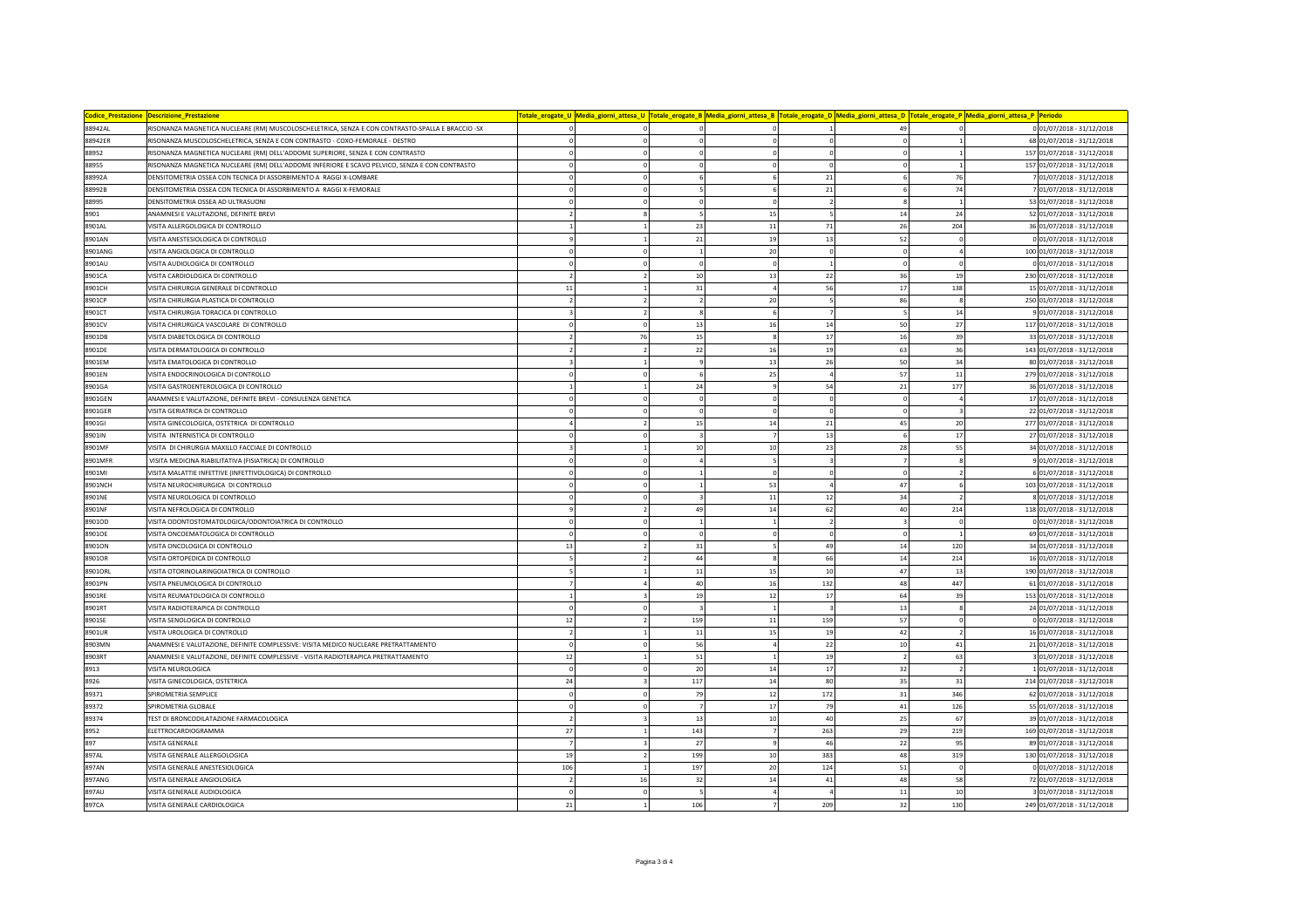| Codice_Prestazione | Descrizione_Prestazione | Totale_erogate_U | Media_giorni_attesa_U | Totale_erogate_B | Media_giorni_attesa_B | Totale_erogate_D | Media_giorni_attesa_D | Totale_erogate_P | Media_giorni_attesa_P | Periodo |
|---|---|---|---|---|---|---|---|---|---|---|
| 88942AL | RISONANZA MAGNETICA NUCLEARE (RM) MUSCOLOSCHELETRICA, SENZA E CON CONTRASTO-SPALLA E BRACCIO -SX | 0 | 0 | 0 | 0 | 1 | 49 | 0 | 0 | 01/07/2018 - 31/12/2018 |
| 88942ER | RISONANZA MUSCOLOSCHELETRICA, SENZA E CON CONTRASTO - COXO-FEMORALE - DESTRO | 0 | 0 | 0 | 0 | 0 | 0 | 1 | 68 | 01/07/2018 - 31/12/2018 |
| 88952 | RISONANZA MAGNETICA NUCLEARE (RM) DELL'ADDOME SUPERIORE, SENZA E CON CONTRASTO | 0 | 0 | 0 | 0 | 0 | 0 | 1 | 157 | 01/07/2018 - 31/12/2018 |
| 88955 | RISONANZA MAGNETICA NUCLEARE (RM) DELL'ADDOME INFERIORE E SCAVO PELVICO, SENZA E CON CONTRASTO | 0 | 0 | 0 | 0 | 0 | 0 | 1 | 157 | 01/07/2018 - 31/12/2018 |
| 88992A | DENSITOMETRIA OSSEA CON TECNICA DI ASSORBIMENTO A RAGGI X-LOMBARE | 0 | 0 | 6 | 6 | 21 | 6 | 76 | 7 | 01/07/2018 - 31/12/2018 |
| 88992B | DENSITOMETRIA OSSEA CON TECNICA DI ASSORBIMENTO A RAGGI X-FEMORALE | 0 | 0 | 5 | 6 | 21 | 6 | 74 | 7 | 01/07/2018 - 31/12/2018 |
| 88995 | DENSITOMETRIA OSSEA AD ULTRASUONI | 0 | 0 | 0 | 0 | 2 | 8 | 1 | 53 | 01/07/2018 - 31/12/2018 |
| 8901 | ANAMNESI E VALUTAZIONE, DEFINITE BREVI | 2 | 8 | 5 | 15 | 5 | 14 | 24 | 52 | 01/07/2018 - 31/12/2018 |
| 8901AL | VISITA ALLERGOLOGICA DI CONTROLLO | 1 | 1 | 23 | 11 | 71 | 26 | 204 | 36 | 01/07/2018 - 31/12/2018 |
| 8901AN | VISITA ANESTESIOLOGICA DI CONTROLLO | 9 | 1 | 21 | 19 | 13 | 52 | 0 | 0 | 01/07/2018 - 31/12/2018 |
| 8901ANG | VISITA ANGIOLOGICA DI CONTROLLO | 0 | 0 | 1 | 20 | 0 | 0 | 4 | 100 | 01/07/2018 - 31/12/2018 |
| 8901AU | VISITA AUDIOLOGICA DI CONTROLLO | 0 | 0 | 0 | 0 | 1 | 0 | 0 | 0 | 01/07/2018 - 31/12/2018 |
| 8901CA | VISITA CARDIOLOGICA DI CONTROLLO | 2 | 2 | 10 | 13 | 22 | 36 | 19 | 230 | 01/07/2018 - 31/12/2018 |
| 8901CH | VISITA CHIRURGIA GENERALE DI CONTROLLO | 11 | 1 | 31 | 4 | 56 | 17 | 138 | 15 | 01/07/2018 - 31/12/2018 |
| 8901CP | VISITA CHIRURGIA PLASTICA DI CONTROLLO | 2 | 2 | 2 | 20 | 5 | 86 | 8 | 250 | 01/07/2018 - 31/12/2018 |
| 8901CT | VISITA CHIRURGIA TORACICA DI CONTROLLO | 3 | 2 | 8 | 6 | 7 | 5 | 14 | 9 | 01/07/2018 - 31/12/2018 |
| 8901CV | VISITA CHIRURGICA VASCOLARE DI CONTROLLO | 0 | 0 | 13 | 16 | 14 | 50 | 27 | 117 | 01/07/2018 - 31/12/2018 |
| 8901DB | VISITA DIABETOLOGICA DI CONTROLLO | 2 | 76 | 15 | 8 | 17 | 16 | 39 | 33 | 01/07/2018 - 31/12/2018 |
| 8901DE | VISITA DERMATOLOGICA DI CONTROLLO | 2 | 2 | 22 | 16 | 19 | 63 | 36 | 143 | 01/07/2018 - 31/12/2018 |
| 8901EM | VISITA EMATOLOGICA DI CONTROLLO | 3 | 1 | 9 | 13 | 26 | 50 | 34 | 80 | 01/07/2018 - 31/12/2018 |
| 8901EN | VISITA ENDOCRINOLOGICA DI CONTROLLO | 0 | 0 | 6 | 25 | 4 | 57 | 11 | 279 | 01/07/2018 - 31/12/2018 |
| 8901GA | VISITA GASTROENTEROLOGICA DI CONTROLLO | 1 | 1 | 24 | 9 | 54 | 21 | 177 | 36 | 01/07/2018 - 31/12/2018 |
| 8901GEN | ANAMNESI E VALUTAZIONE, DEFINITE BREVI - CONSULENZA GENETICA | 0 | 0 | 0 | 0 | 0 | 0 | 4 | 17 | 01/07/2018 - 31/12/2018 |
| 8901GER | VISITA GERIATRICA DI CONTROLLO | 0 | 0 | 0 | 0 | 0 | 0 | 3 | 22 | 01/07/2018 - 31/12/2018 |
| 8901GI | VISITA GINECOLOGICA, OSTETRICA DI CONTROLLO | 4 | 2 | 15 | 14 | 21 | 45 | 20 | 277 | 01/07/2018 - 31/12/2018 |
| 8901IN | VISITA INTERNISTICA DI CONTROLLO | 0 | 0 | 3 | 7 | 13 | 6 | 17 | 27 | 01/07/2018 - 31/12/2018 |
| 8901MF | VISITA DI CHIRURGIA MAXILLO FACCIALE DI CONTROLLO | 3 | 1 | 10 | 10 | 23 | 28 | 55 | 34 | 01/07/2018 - 31/12/2018 |
| 8901MFR | VISITA MEDICINA RIABILITATIVA (FISIATRICA) DI CONTROLLO | 0 | 0 | 4 | 5 | 3 | 7 | 8 | 9 | 01/07/2018 - 31/12/2018 |
| 8901MI | VISITA MALATTIE INFETTIVE (INFETTIVOLOGICA) DI CONTROLLO | 0 | 0 | 1 | 0 | 0 | 0 | 2 | 6 | 01/07/2018 - 31/12/2018 |
| 8901NCH | VISITA NEUROCHIRURGICA DI CONTROLLO | 0 | 0 | 1 | 53 | 4 | 47 | 6 | 103 | 01/07/2018 - 31/12/2018 |
| 8901NE | VISITA NEUROLOGICA DI CONTROLLO | 0 | 0 | 3 | 11 | 12 | 34 | 2 | 8 | 01/07/2018 - 31/12/2018 |
| 8901NF | VISITA NEFROLOGICA DI CONTROLLO | 9 | 2 | 49 | 14 | 62 | 40 | 214 | 118 | 01/07/2018 - 31/12/2018 |
| 8901OD | VISITA ODONTOSTOMATOLOGICA/ODONTOIATRICA DI CONTROLLO | 0 | 0 | 1 | 1 | 2 | 3 | 0 | 0 | 01/07/2018 - 31/12/2018 |
| 8901OE | VISITA ONCOEMATOLOGICA DI CONTROLLO | 0 | 0 | 0 | 0 | 0 | 0 | 1 | 69 | 01/07/2018 - 31/12/2018 |
| 8901ON | VISITA ONCOLOGICA DI CONTROLLO | 13 | 2 | 31 | 5 | 49 | 14 | 120 | 34 | 01/07/2018 - 31/12/2018 |
| 8901OR | VISITA ORTOPEDICA DI CONTROLLO | 5 | 2 | 44 | 8 | 66 | 14 | 214 | 16 | 01/07/2018 - 31/12/2018 |
| 8901ORL | VISITA OTORINOLARINGOIATRICA DI CONTROLLO | 5 | 1 | 11 | 15 | 10 | 47 | 13 | 190 | 01/07/2018 - 31/12/2018 |
| 8901PN | VISITA PNEUMOLOGICA DI CONTROLLO | 7 | 4 | 40 | 16 | 132 | 48 | 447 | 61 | 01/07/2018 - 31/12/2018 |
| 8901RE | VISITA REUMATOLOGICA DI CONTROLLO | 1 | 3 | 19 | 12 | 17 | 64 | 39 | 153 | 01/07/2018 - 31/12/2018 |
| 8901RT | VISITA RADIOTERAPICA DI CONTROLLO | 0 | 0 | 3 | 1 | 3 | 13 | 8 | 24 | 01/07/2018 - 31/12/2018 |
| 8901SE | VISITA SENOLOGICA DI CONTROLLO | 12 | 2 | 159 | 11 | 159 | 57 | 0 | 0 | 01/07/2018 - 31/12/2018 |
| 8901UR | VISITA UROLOGICA DI CONTROLLO | 2 | 1 | 11 | 15 | 19 | 42 | 2 | 16 | 01/07/2018 - 31/12/2018 |
| 8903MN | ANAMNESI E VALUTAZIONE, DEFINITE COMPLESSIVE: VISITA MEDICO NUCLEARE PRETRATTAMENTO | 0 | 0 | 56 | 4 | 22 | 10 | 41 | 21 | 01/07/2018 - 31/12/2018 |
| 8903RT | ANAMNESI E VALUTAZIONE, DEFINITE COMPLESSIVE - VISITA RADIOTERAPICA PRETRATTAMENTO | 12 | 1 | 51 | 1 | 19 | 2 | 63 | 3 | 01/07/2018 - 31/12/2018 |
| 8913 | VISITA NEUROLOGICA | 0 | 0 | 20 | 14 | 17 | 32 | 2 | 1 | 01/07/2018 - 31/12/2018 |
| 8926 | VISITA GINECOLOGICA, OSTETRICA | 24 | 3 | 117 | 14 | 80 | 35 | 31 | 214 | 01/07/2018 - 31/12/2018 |
| 89371 | SPIROMETRIA SEMPLICE | 0 | 0 | 79 | 12 | 172 | 31 | 346 | 62 | 01/07/2018 - 31/12/2018 |
| 89372 | SPIROMETRIA GLOBALE | 0 | 0 | 7 | 17 | 79 | 41 | 126 | 55 | 01/07/2018 - 31/12/2018 |
| 89374 | TEST DI BRONCODILATAZIONE FARMACOLOGICA | 2 | 3 | 13 | 10 | 40 | 25 | 67 | 39 | 01/07/2018 - 31/12/2018 |
| 8952 | ELETTROCARDIOGRAMMA | 27 | 1 | 143 | 7 | 263 | 29 | 219 | 169 | 01/07/2018 - 31/12/2018 |
| 897 | VISITA GENERALE | 7 | 3 | 27 | 9 | 46 | 22 | 95 | 89 | 01/07/2018 - 31/12/2018 |
| 897AL | VISITA GENERALE ALLERGOLOGICA | 19 | 2 | 199 | 10 | 383 | 48 | 319 | 130 | 01/07/2018 - 31/12/2018 |
| 897AN | VISITA GENERALE ANESTESIOLOGICA | 106 | 1 | 197 | 20 | 124 | 51 | 0 | 0 | 01/07/2018 - 31/12/2018 |
| 897ANG | VISITA GENERALE ANGIOLOGICA | 2 | 16 | 32 | 14 | 41 | 48 | 58 | 72 | 01/07/2018 - 31/12/2018 |
| 897AU | VISITA GENERALE AUDIOLOGICA | 0 | 0 | 5 | 4 | 4 | 11 | 10 | 3 | 01/07/2018 - 31/12/2018 |
| 897CA | VISITA GENERALE CARDIOLOGICA | 21 | 1 | 106 | 7 | 209 | 32 | 130 | 249 | 01/07/2018 - 31/12/2018 |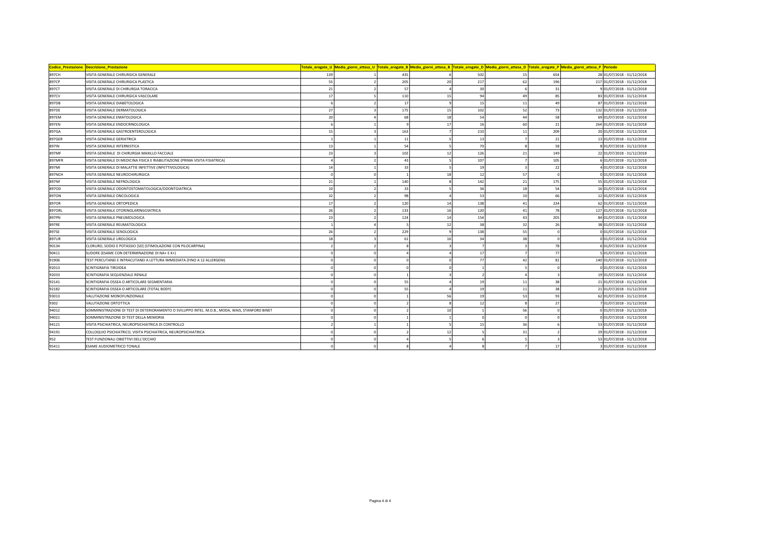| Codice_Prestazione | Descrizione_Prestazione | Totale_erogate_U | Media_giorni_attesa_U | Totale_erogate_B | Media_giorni_attesa_B | Totale_erogate_D | Media_giorni_attesa_D | Totale_erogate_P | Media_giorni_attesa_P | Periodo |
|---|---|---|---|---|---|---|---|---|---|---|
| 897CH | VISITA GENERALE CHIRURGICA GENERALE | 139 | 1 | 435 | 6 | 502 | 15 | 654 | 28 | 01/07/2018 - 31/12/2018 |
| 897CP | VISITA GENERALE CHIRURGICA PLASTICA | 55 | 2 | 205 | 20 | 217 | 62 | 196 | 217 | 01/07/2018 - 31/12/2018 |
| 897CT | VISITA GENERALE DI CHIRURGIA TORACICA | 21 | 2 | 57 | 4 | 30 | 6 | 31 | 9 | 01/07/2018 - 31/12/2018 |
| 897CV | VISITA GENERALE CHIRURGICA VASCOLARE | 17 | 5 | 110 | 15 | 94 | 49 | 85 | 83 | 01/07/2018 - 31/12/2018 |
| 897DB | VISITA GENERALE DIABETOLOGICA | 6 | 2 | 17 | 9 | 15 | 11 | 49 | 87 | 01/07/2018 - 31/12/2018 |
| 897DE | VISITA GENERALE DERMATOLOGICA | 27 | 3 | 175 | 15 | 102 | 52 | 73 | 132 | 01/07/2018 - 31/12/2018 |
| 897EM | VISITA GENERALE EMATOLOGICA | 20 | 4 | 68 | 18 | 54 | 44 | 58 | 69 | 01/07/2018 - 31/12/2018 |
| 897EN | VISITA GENERALE ENDOCRINOLOGICA | 6 | 1 | 9 | 17 | 16 | 60 | 21 | 264 | 01/07/2018 - 31/12/2018 |
| 897GA | VISITA GENERALE GASTROENTEROLOGICA | 15 | 3 | 163 | 7 | 210 | 11 | 209 | 20 | 01/07/2018 - 31/12/2018 |
| 897GER | VISITA GENERALE GERIATRICA | 1 | 1 | 11 | 5 | 13 | 7 | 21 | 13 | 01/07/2018 - 31/12/2018 |
| 897IN | VISITA GENERALE INTERNISTICA | 13 | 1 | 54 | 5 | 70 | 8 | 58 | 8 | 01/07/2018 - 31/12/2018 |
| 897MF | VISITA GENERALE DI CHIRURGIA MAXILLO FACCIALE | 23 | 3 | 102 | 12 | 126 | 21 | 149 | 22 | 01/07/2018 - 31/12/2018 |
| 897MFR | VISITA GENERALE DI MEDICINA FISICA E RIABILITAZIONE (PRIMA VISITA FISIATRICA) | 4 | 2 | 43 | 5 | 107 | 7 | 105 | 6 | 01/07/2018 - 31/12/2018 |
| 897MI | VISITA GENERALE DI MALATTIE INFETTIVE (INFETTIVOLOGICA) | 14 | 1 | 33 | 5 | 19 | 3 | 22 | 4 | 01/07/2018 - 31/12/2018 |
| 897NCH | VISITA GENERALE NEUROCHIRURGICA | 0 | 0 | 1 | 18 | 12 | 57 | 0 | 0 | 01/07/2018 - 31/12/2018 |
| 897NF | VISITA GENERALE NEFROLOGICA | 21 | 1 | 140 | 8 | 142 | 21 | 175 | 55 | 01/07/2018 - 31/12/2018 |
| 897OD | VISITA GENERALE ODONTOSTOMATOLOGICA/ODONTOIATRICA | 10 | 2 | 33 | 5 | 36 | 18 | 54 | 16 | 01/07/2018 - 31/12/2018 |
| 897ON | VISITA GENERALE ONCOLOGICA | 32 | 2 | 98 | 4 | 53 | 10 | 66 | 12 | 01/07/2018 - 31/12/2018 |
| 897OR | VISITA GENERALE ORTOPEDICA | 17 | 2 | 120 | 14 | 138 | 41 | 234 | 62 | 01/07/2018 - 31/12/2018 |
| 897ORL | VISITA GENERALE OTORINOLARINGOIATRICA | 26 | 2 | 133 | 16 | 120 | 41 | 78 | 127 | 01/07/2018 - 31/12/2018 |
| 897PN | VISITA GENERALE PNEUMOLOGICA | 23 | 2 | 124 | 14 | 154 | 43 | 205 | 84 | 01/07/2018 - 31/12/2018 |
| 897RE | VISITA GENERALE REUMATOLOGICA | 1 | 4 | 5 | 12 | 38 | 32 | 26 | 38 | 01/07/2018 - 31/12/2018 |
| 897SE | VISITA GENERALE SENOLOGICA | 26 | 2 | 229 | 9 | 138 | 55 | 0 | 0 | 01/07/2018 - 31/12/2018 |
| 897UR | VISITA GENERALE UROLOGICA | 18 | 3 | 61 | 16 | 34 | 38 | 0 | 0 | 01/07/2018 - 31/12/2018 |
| 90134 | CLORURO, SODIO E POTASSIO [SD] (STIMOLAZIONE CON PILOCARPINA) | 2 | 2 | 8 | 3 | 7 | 3 | 78 | 6 | 01/07/2018 - 31/12/2018 |
| 90411 | SUDORE (ESAME CON DETERMINAZIONE DI NA+ E K+) | 0 | 0 | 4 | 4 | 17 | 7 | 77 | 5 | 01/07/2018 - 31/12/2018 |
| 91906 | TEST PERCUTANEI E INTRACUTANEI A LETTURA IMMEDIATA (FINO A 12 ALLERGENI) | 0 | 0 | 0 | 0 | 77 | 42 | 81 | 140 | 01/07/2018 - 31/12/2018 |
| 92013 | SCINTIGRAFIA TIROIDEA | 0 | 0 | 0 | 0 | 1 | 5 | 0 | 0 | 01/07/2018 - 31/12/2018 |
| 92033 | SCINTIGRAFIA SEQUENZIALE RENALE | 0 | 0 | 1 | 3 | 2 | 4 | 3 | 19 | 01/07/2018 - 31/12/2018 |
| 92141 | SCINTIGRAFIA OSSEA O ARTICOLARE SEGMENTARIA | 0 | 0 | 55 | 4 | 19 | 11 | 38 | 21 | 01/07/2018 - 31/12/2018 |
| 92182 | SCINTIGRAFIA OSSEA O ARTICOLARE (TOTAL BODY) | 0 | 0 | 55 | 4 | 19 | 11 | 38 | 21 | 01/07/2018 - 31/12/2018 |
| 93013 | VALUTAZIONE MONOFUNZIONALE | 0 | 0 | 1 | 56 | 19 | 53 | 93 | 62 | 01/07/2018 - 31/12/2018 |
| 9302 | VALUTAZIONE ORTOTTICA | 0 | 0 | 2 | 8 | 12 | 8 | 27 | 7 | 01/07/2018 - 31/12/2018 |
| 94012 | SOMMINISTRAZIONE DI TEST DI DETERIORAMENTO O SVILUPPO INTEL. M.D.B., MODA, WAIS, STANFORD BINET | 0 | 0 | 2 | 10 | 1 | 56 | 0 | 0 | 01/07/2018 - 31/12/2018 |
| 94021 | SOMMINISTRAZIONE DI TEST DELLA MEMORIA | 0 | 0 | 1 | 1 | 0 | 0 | 0 | 0 | 01/07/2018 - 31/12/2018 |
| 94121 | VISITA PSICHIATRICA, NEUROPSICHIATRICA DI CONTROLLO | 2 | 1 | 1 | 5 | 15 | 36 | 6 | 53 | 01/07/2018 - 31/12/2018 |
| 94191 | COLLOQUIO PSICHIATRICO, VISITA PSICHIATRICA, NEUROPSICHIATRICA | 0 | 0 | 2 | 12 | 5 | 31 | 2 | 29 | 01/07/2018 - 31/12/2018 |
| 952 | TEST FUNZIONALI OBIETTIVI DELL'OCCHIO | 0 | 0 | 4 | 5 | 6 | 5 | 3 | 53 | 01/07/2018 - 31/12/2018 |
| 95411 | ESAME AUDIOMETRICO TONALE | 0 | 0 | 8 | 4 | 8 | 7 | 17 | 3 | 01/07/2018 - 31/12/2018 |